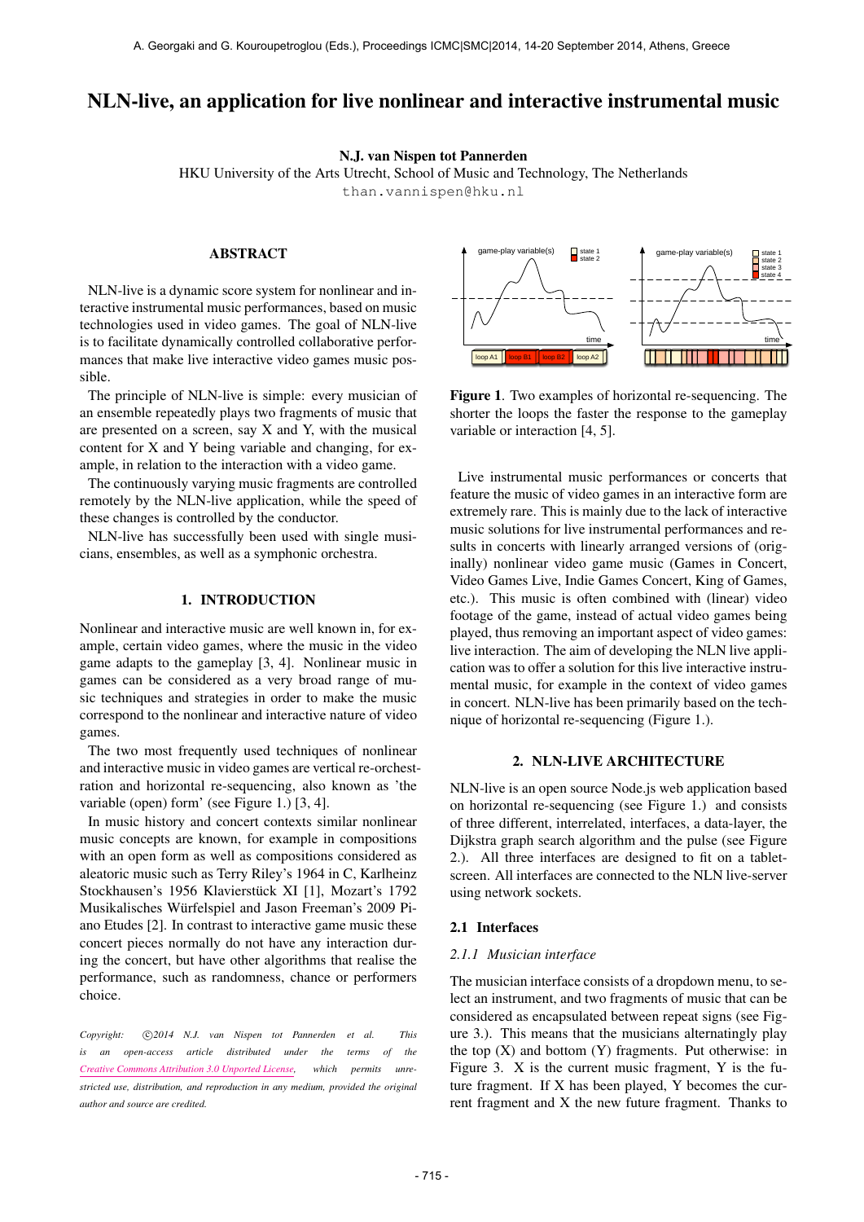# NLN-live, an application for live nonlinear and interactive instrumental music

**N.J. van Nispen tot Pannerden**
HKU University of the Arts Utrecht, School of Music and Technology, The Netherlands
than.vannispen@hku.nl

## ABSTRACT

NLN-live is a dynamic score system for nonlinear and interactive instrumental music performances, based on music technologies used in video games. The goal of NLN-live is to facilitate dynamically controlled collaborative performances that make live interactive video games music possible.

The principle of NLN-live is simple: every musician of an ensemble repeatedly plays two fragments of music that are presented on a screen, say X and Y, with the musical content for X and Y being variable and changing, for example, in relation to the interaction with a video game.

The continuously varying music fragments are controlled remotely by the NLN-live application, while the speed of these changes is controlled by the conductor.

NLN-live has successfully been used with single musicians, ensembles, as well as a symphonic orchestra.

## 1. INTRODUCTION

Nonlinear and interactive music are well known in, for example, certain video games, where the music in the video game adapts to the gameplay [3, 4]. Nonlinear music in games can be considered as a very broad range of music techniques and strategies in order to make the music correspond to the nonlinear and interactive nature of video games.

The two most frequently used techniques of nonlinear and interactive music in video games are vertical re-orchestration and horizontal re-sequencing, also known as 'the variable (open) form' (see Figure 1.) [3, 4].

In music history and concert contexts similar nonlinear music concepts are known, for example in compositions with an open form as well as compositions considered as aleatoric music such as Terry Riley's 1964 in C, Karlheinz Stockhausen's 1956 Klavierstück XI [1], Mozart's 1792 Musikalisches Würfelspiel and Jason Freeman's 2009 Piano Etudes [2]. In contrast to interactive game music these concert pieces normally do not have any interaction during the concert, but have other algorithms that realise the performance, such as randomness, chance or performers choice.

*Copyright: ©2014 N.J. van Nispen tot Pannerden et al. This is an open-access article distributed under the terms of the Creative Commons Attribution 3.0 Unported License, which permits unrestricted use, distribution, and reproduction in any medium, provided the original author and source are credited.*

**Figure 1**. Two examples of horizontal re-sequencing. The shorter the loops the faster the response to the gameplay variable or interaction [4, 5].

Live instrumental music performances or concerts that feature the music of video games in an interactive form are extremely rare. This is mainly due to the lack of interactive music solutions for live instrumental performances and results in concerts with linearly arranged versions of (originally) nonlinear video game music (Games in Concert, Video Games Live, Indie Games Concert, King of Games, etc.). This music is often combined with (linear) video footage of the game, instead of actual video games being played, thus removing an important aspect of video games: live interaction. The aim of developing the NLN live application was to offer a solution for this live interactive instrumental music, for example in the context of video games in concert. NLN-live has been primarily based on the technique of horizontal re-sequencing (Figure 1.).

## 2. NLN-LIVE ARCHITECTURE

NLN-live is an open source Node.js web application based on horizontal re-sequencing (see Figure 1.) and consists of three different, interrelated, interfaces, a data-layer, the Dijkstra graph search algorithm and the pulse (see Figure 2.). All three interfaces are designed to fit on a tablet-screen. All interfaces are connected to the NLN live-server using network sockets.

### 2.1 Interfaces

#### 2.1.1 Musician interface

The musician interface consists of a dropdown menu, to select an instrument, and two fragments of music that can be considered as encapsulated between repeat signs (see Figure 3.). This means that the musicians alternatingly play the top (X) and bottom (Y) fragments. Put otherwise: in Figure 3. X is the current music fragment, Y is the future fragment. If X has been played, Y becomes the current fragment and X the new future fragment. Thanks to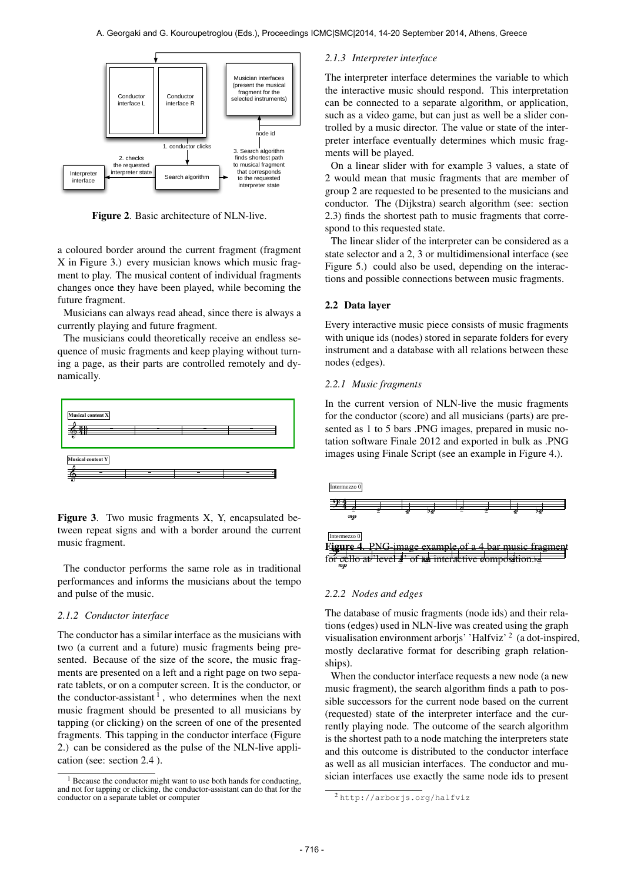Figure 2. Basic architecture of NLN-live.

a coloured border around the current fragment (fragment X in Figure 3.) every musician knows which music fragment to play. The musical content of individual fragments changes once they have been played, while becoming the future fragment.

Musicians can always read ahead, since there is always a currently playing and future fragment.

The musicians could theoretically receive an endless sequence of music fragments and keep playing without turning a page, as their parts are controlled remotely and dynamically.

**Figure 3**. Two music fragments X, Y, encapsulated between repeat signs and with a border around the current music fragment.

The conductor performs the same role as in traditional performances and informs the musicians about the tempo and pulse of the music.

### 2.1.2 Conductor interface

The conductor has a similar interface as the musicians with two (a current and a future) music fragments being presented. Because of the size of the score, the music fragments are presented on a left and a right page on two separate tablets, or on a computer screen. It is the conductor, or the conductor-assistant [1], who determines when the next music fragment should be presented to all musicians by tapping (or clicking) on the screen of one of the presented fragments. This tapping in the conductor interface (Figure 2.) can be considered as the pulse of the NLN-live application (see: section 2.4 ).

[1] Because the conductor might want to use both hands for conducting, and not for tapping or clicking, the conductor-assistant can do that for the conductor on a separate tablet or computer

### 2.1.3 Interpreter interface

The interpreter interface determines the variable to which the interactive music should respond. This interpretation can be connected to a separate algorithm, or application, such as a video game, but can just as well be a slider controlled by a music director. The value or state of the interpreter interface eventually determines which music fragments will be played.

On a linear slider with for example 3 values, a state of 2 would mean that music fragments that are member of group 2 are requested to be presented to the musicians and conductor. The (Dijkstra) search algorithm (see: section 2.3) finds the shortest path to music fragments that correspond to this requested state.

The linear slider of the interpreter can be considered as a state selector and a 2, 3 or multidimensional interface (see Figure 5.) could also be used, depending on the interactions and possible connections between music fragments.

## 2.2 Data layer

Every interactive music piece consists of music fragments with unique ids (nodes) stored in separate folders for every instrument and a database with all relations between these nodes (edges).

### 2.2.1 Music fragments

In the current version of NLN-live the music fragments for the conductor (score) and all musicians (parts) are presented as 1 to 5 bars .PNG images, prepared in music notation software Finale 2012 and exported in bulk as .PNG images using Finale Script (see an example in Figure 4.).

**Figure 4**. PNG-image example of a 4 bar music fragment for cello at 'level 4' of an interactive composition.

### 2.2.2 Nodes and edges

The database of music fragments (node ids) and their relations (edges) used in NLN-live was created using the graph visualisation environment arborjs' 'Halfviz' [2] (a dot-inspired, mostly declarative format for describing graph relationships).

When the conductor interface requests a new node (a new music fragment), the search algorithm finds a path to possible successors for the current node based on the current (requested) state of the interpreter interface and the currently playing node. The outcome of the search algorithm is the shortest path to a node matching the interpreters state and this outcome is distributed to the conductor interface as well as all musician interfaces. The conductor and musician interfaces use exactly the same node ids to present

[2] http://arborjs.org/halfviz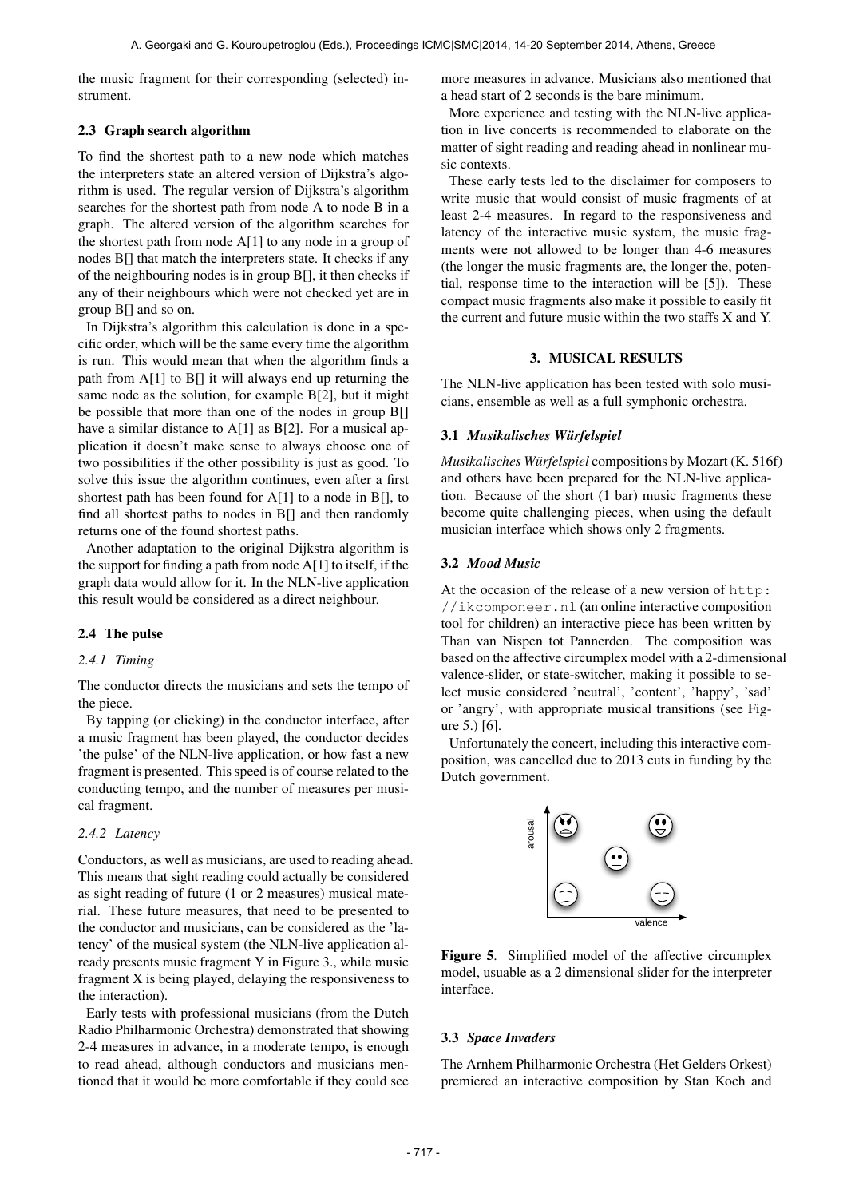the music fragment for their corresponding (selected) instrument.

### 2.3 Graph search algorithm

To find the shortest path to a new node which matches the interpreters state an altered version of Dijkstra's algorithm is used. The regular version of Dijkstra's algorithm searches for the shortest path from node A to node B in a graph. The altered version of the algorithm searches for the shortest path from node A[1] to any node in a group of nodes B[] that match the interpreters state. It checks if any of the neighbouring nodes is in group B[], it then checks if any of their neighbours which were not checked yet are in group B[] and so on.

In Dijkstra's algorithm this calculation is done in a specific order, which will be the same every time the algorithm is run. This would mean that when the algorithm finds a path from A[1] to B[] it will always end up returning the same node as the solution, for example B[2], but it might be possible that more than one of the nodes in group B[] have a similar distance to A[1] as B[2]. For a musical application it doesn't make sense to always choose one of two possibilities if the other possibility is just as good. To solve this issue the algorithm continues, even after a first shortest path has been found for A[1] to a node in B[], to find all shortest paths to nodes in B[] and then randomly returns one of the found shortest paths.

Another adaptation to the original Dijkstra algorithm is the support for finding a path from node A[1] to itself, if the graph data would allow for it. In the NLN-live application this result would be considered as a direct neighbour.

### 2.4 The pulse

#### 2.4.1 Timing

The conductor directs the musicians and sets the tempo of the piece.

By tapping (or clicking) in the conductor interface, after a music fragment has been played, the conductor decides 'the pulse' of the NLN-live application, or how fast a new fragment is presented. This speed is of course related to the conducting tempo, and the number of measures per musical fragment.

#### 2.4.2 Latency

Conductors, as well as musicians, are used to reading ahead. This means that sight reading could actually be considered as sight reading of future (1 or 2 measures) musical material. These future measures, that need to be presented to the conductor and musicians, can be considered as the 'latency' of the musical system (the NLN-live application already presents music fragment Y in Figure 3., while music fragment X is being played, delaying the responsiveness to the interaction).

Early tests with professional musicians (from the Dutch Radio Philharmonic Orchestra) demonstrated that showing 2-4 measures in advance, in a moderate tempo, is enough to read ahead, although conductors and musicians mentioned that it would be more comfortable if they could see more measures in advance. Musicians also mentioned that a head start of 2 seconds is the bare minimum.

More experience and testing with the NLN-live application in live concerts is recommended to elaborate on the matter of sight reading and reading ahead in nonlinear music contexts.

These early tests led to the disclaimer for composers to write music that would consist of music fragments of at least 2-4 measures. In regard to the responsiveness and latency of the interactive music system, the music fragments were not allowed to be longer than 4-6 measures (the longer the music fragments are, the longer the, potential, response time to the interaction will be [5]). These compact music fragments also make it possible to easily fit the current and future music within the two staffs X and Y.

## 3. MUSICAL RESULTS

The NLN-live application has been tested with solo musicians, ensemble as well as a full symphonic orchestra.

### 3.1 *Musikalisches Würfelspiel*

*Musikalisches Würfelspiel* compositions by Mozart (K. 516f) and others have been prepared for the NLN-live application. Because of the short (1 bar) music fragments these become quite challenging pieces, when using the default musician interface which shows only 2 fragments.

### 3.2 *Mood Music*

At the occasion of the release of a new version of http://ikcomponeer.nl (an online interactive composition tool for children) an interactive piece has been written by Than van Nispen tot Pannerden. The composition was based on the affective circumplex model with a 2-dimensional valence-slider, or state-switcher, making it possible to select music considered 'neutral', 'content', 'happy', 'sad' or 'angry', with appropriate musical transitions (see Figure 5.) [6].

Unfortunately the concert, including this interactive composition, was cancelled due to 2013 cuts in funding by the Dutch government.

**Figure 5**. Simplified model of the affective circumplex model, usuable as a 2 dimensional slider for the interpreter interface.

### 3.3 *Space Invaders*

The Arnhem Philharmonic Orchestra (Het Gelders Orkest) premiered an interactive composition by Stan Koch and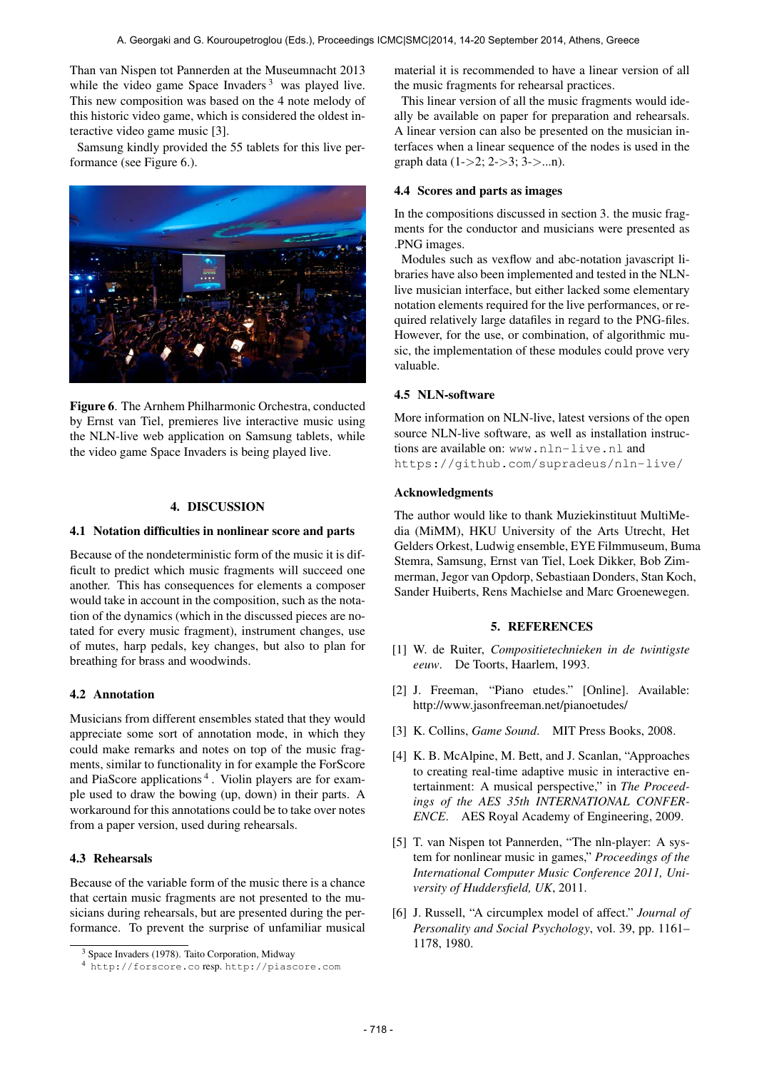Than van Nispen tot Pannerden at the Museumnacht 2013 while the video game Space Invaders[3] was played live. This new composition was based on the 4 note melody of this historic video game, which is considered the oldest interactive video game music [3].

Samsung kindly provided the 55 tablets for this live performance (see Figure 6.).

**Figure 6**. The Arnhem Philharmonic Orchestra, conducted by Ernst van Tiel, premieres live interactive music using the NLN-live web application on Samsung tablets, while the video game Space Invaders is being played live.

## 4. DISCUSSION

### 4.1 Notation difficulties in nonlinear score and parts

Because of the nondeterministic form of the music it is difficult to predict which music fragments will succeed one another. This has consequences for elements a composer would take in account in the composition, such as the notation of the dynamics (which in the discussed pieces are notated for every music fragment), instrument changes, use of mutes, harp pedals, key changes, but also to plan for breathing for brass and woodwinds.

### 4.2 Annotation

Musicians from different ensembles stated that they would appreciate some sort of annotation mode, in which they could make remarks and notes on top of the music fragments, similar to functionality in for example the ForScore and PiaScore applications[4]. Violin players are for example used to draw the bowing (up, down) in their parts. A workaround for this annotations could be to take over notes from a paper version, used during rehearsals.

### 4.3 Rehearsals

Because of the variable form of the music there is a chance that certain music fragments are not presented to the musicians during rehearsals, but are presented during the performance. To prevent the surprise of unfamiliar musical material it is recommended to have a linear version of all the music fragments for rehearsal practices.

This linear version of all the music fragments would ideally be available on paper for preparation and rehearsals. A linear version can also be presented on the musician interfaces when a linear sequence of the nodes is used in the graph data (1->2; 2->3; 3->...n).

### 4.4 Scores and parts as images

In the compositions discussed in section 3. the music fragments for the conductor and musicians were presented as .PNG images.

Modules such as vexflow and abc-notation javascript libraries have also been implemented and tested in the NLN-live musician interface, but either lacked some elementary notation elements required for the live performances, or required relatively large datafiles in regard to the PNG-files. However, for the use, or combination, of algorithmic music, the implementation of these modules could prove very valuable.

### 4.5 NLN-software

More information on NLN-live, latest versions of the open source NLN-live software, as well as installation instructions are available on: `www.nln-live.nl` and `https://github.com/supradeus/nln-live/`

### Acknowledgments

The author would like to thank Muziekinstituut MultiMedia (MiMM), HKU University of the Arts Utrecht, Het Gelders Orkest, Ludwig ensemble, EYE Filmmuseum, Buma Stemra, Samsung, Ernst van Tiel, Loek Dikker, Bob Zimmerman, Jegor van Opdorp, Sebastiaan Donders, Stan Koch, Sander Huiberts, Rens Machielse and Marc Groenewegen.

## 5. REFERENCES

[1] W. de Ruiter, *Compositietechnieken in de twintigste eeuw*. De Toorts, Haarlem, 1993.

[2] J. Freeman, "Piano etudes." [Online]. Available: http://www.jasonfreeman.net/pianoetudes/

[3] K. Collins, *Game Sound*. MIT Press Books, 2008.

[4] K. B. McAlpine, M. Bett, and J. Scanlan, "Approaches to creating real-time adaptive music in interactive entertainment: A musical perspective," in *The Proceedings of the AES 35th INTERNATIONAL CONFERENCE*. AES Royal Academy of Engineering, 2009.

[5] T. van Nispen tot Pannerden, "The nln-player: A system for nonlinear music in games," *Proceedings of the International Computer Music Conference 2011, University of Huddersfield, UK*, 2011.

[6] J. Russell, "A circumplex model of affect." *Journal of Personality and Social Psychology*, vol. 39, pp. 1161–1178, 1980.

---

[3] Space Invaders (1978). Taito Corporation, Midway

[4] `http://forscore.co` resp. `http://piascore.com`